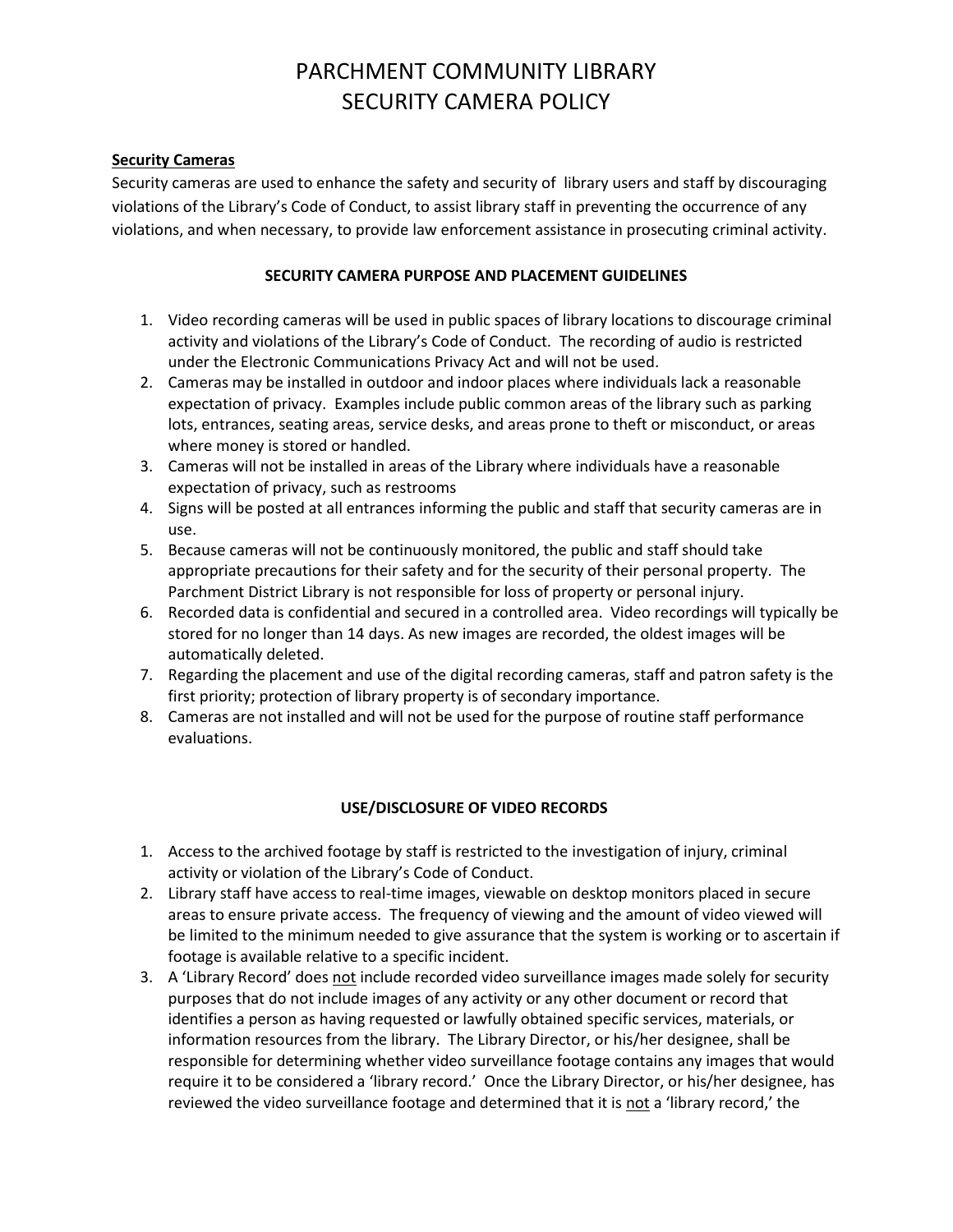# PARCHMENT COMMUNITY LIBRARY
# SECURITY CAMERA POLICY

**Security Cameras**

Security cameras are used to enhance the safety and security of library users and staff by discouraging violations of the Library's Code of Conduct, to assist library staff in preventing the occurrence of any violations, and when necessary, to provide law enforcement assistance in prosecuting criminal activity.

### SECURITY CAMERA PURPOSE AND PLACEMENT GUIDELINES

1. Video recording cameras will be used in public spaces of library locations to discourage criminal activity and violations of the Library's Code of Conduct. The recording of audio is restricted under the Electronic Communications Privacy Act and will not be used.
2. Cameras may be installed in outdoor and indoor places where individuals lack a reasonable expectation of privacy. Examples include public common areas of the library such as parking lots, entrances, seating areas, service desks, and areas prone to theft or misconduct, or areas where money is stored or handled.
3. Cameras will not be installed in areas of the Library where individuals have a reasonable expectation of privacy, such as restrooms
4. Signs will be posted at all entrances informing the public and staff that security cameras are in use.
5. Because cameras will not be continuously monitored, the public and staff should take appropriate precautions for their safety and for the security of their personal property. The Parchment District Library is not responsible for loss of property or personal injury.
6. Recorded data is confidential and secured in a controlled area. Video recordings will typically be stored for no longer than 14 days. As new images are recorded, the oldest images will be automatically deleted.
7. Regarding the placement and use of the digital recording cameras, staff and patron safety is the first priority; protection of library property is of secondary importance.
8. Cameras are not installed and will not be used for the purpose of routine staff performance evaluations.

### USE/DISCLOSURE OF VIDEO RECORDS

1. Access to the archived footage by staff is restricted to the investigation of injury, criminal activity or violation of the Library's Code of Conduct.
2. Library staff have access to real-time images, viewable on desktop monitors placed in secure areas to ensure private access. The frequency of viewing and the amount of video viewed will be limited to the minimum needed to give assurance that the system is working or to ascertain if footage is available relative to a specific incident.
3. A 'Library Record' does <u>not</u> include recorded video surveillance images made solely for security purposes that do not include images of any activity or any other document or record that identifies a person as having requested or lawfully obtained specific services, materials, or information resources from the library. The Library Director, or his/her designee, shall be responsible for determining whether video surveillance footage contains any images that would require it to be considered a 'library record.' Once the Library Director, or his/her designee, has reviewed the video surveillance footage and determined that it is <u>not</u> a 'library record,' the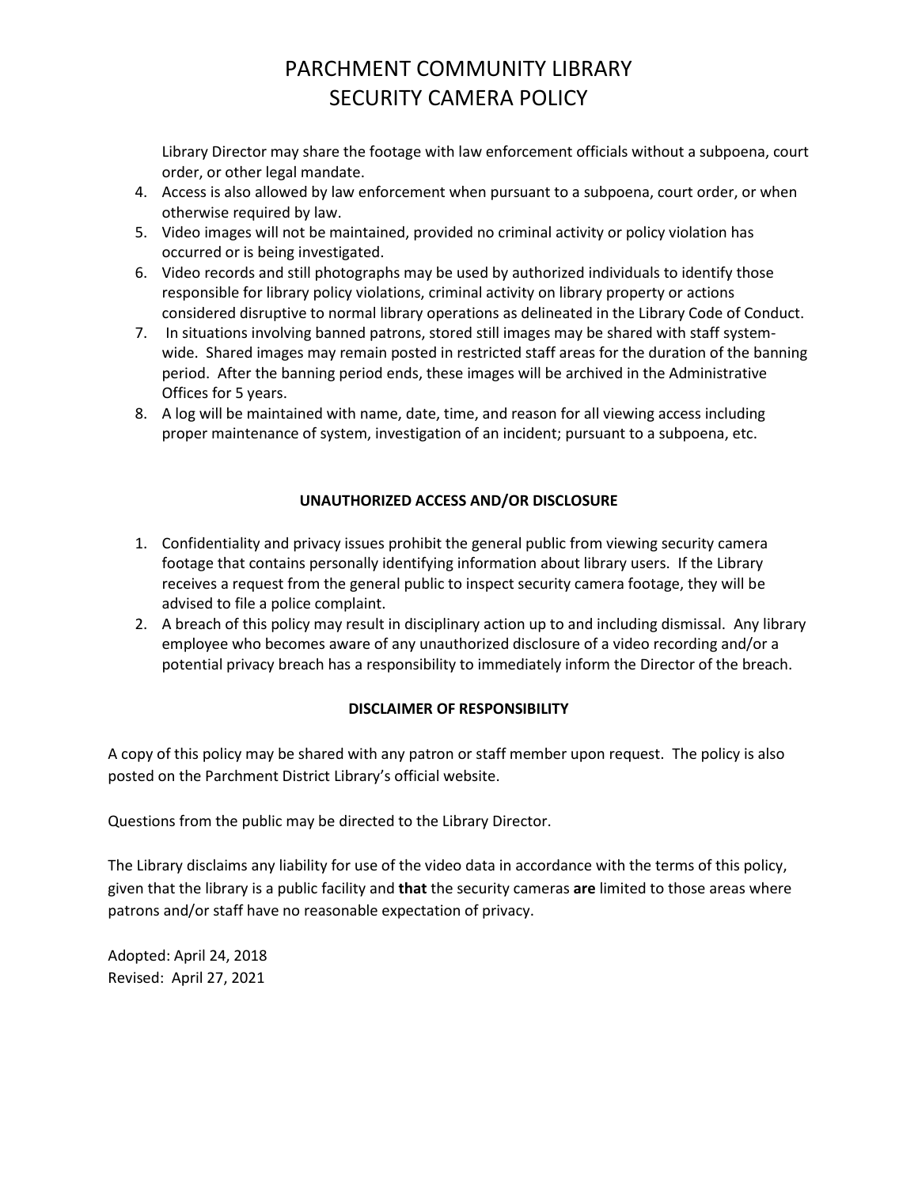Library Director may share the footage with law enforcement officials without a subpoena, court order, or other legal mandate.

4. Access is also allowed by law enforcement when pursuant to a subpoena, court order, or when otherwise required by law.
5. Video images will not be maintained, provided no criminal activity or policy violation has occurred or is being investigated.
6. Video records and still photographs may be used by authorized individuals to identify those responsible for library policy violations, criminal activity on library property or actions considered disruptive to normal library operations as delineated in the Library Code of Conduct.
7. In situations involving banned patrons, stored still images may be shared with staff system-wide. Shared images may remain posted in restricted staff areas for the duration of the banning period. After the banning period ends, these images will be archived in the Administrative Offices for 5 years.
8. A log will be maintained with name, date, time, and reason for all viewing access including proper maintenance of system, investigation of an incident; pursuant to a subpoena, etc.

**UNAUTHORIZED ACCESS AND/OR DISCLOSURE**

1. Confidentiality and privacy issues prohibit the general public from viewing security camera footage that contains personally identifying information about library users. If the Library receives a request from the general public to inspect security camera footage, they will be advised to file a police complaint.
2. A breach of this policy may result in disciplinary action up to and including dismissal. Any library employee who becomes aware of any unauthorized disclosure of a video recording and/or a potential privacy breach has a responsibility to immediately inform the Director of the breach.

**DISCLAIMER OF RESPONSIBILITY**

A copy of this policy may be shared with any patron or staff member upon request. The policy is also posted on the Parchment District Library's official website.

Questions from the public may be directed to the Library Director.

The Library disclaims any liability for use of the video data in accordance with the terms of this policy, given that the library is a public facility and **that** the security cameras **are** limited to those areas where patrons and/or staff have no reasonable expectation of privacy.

Adopted: April 24, 2018
Revised: April 27, 2021